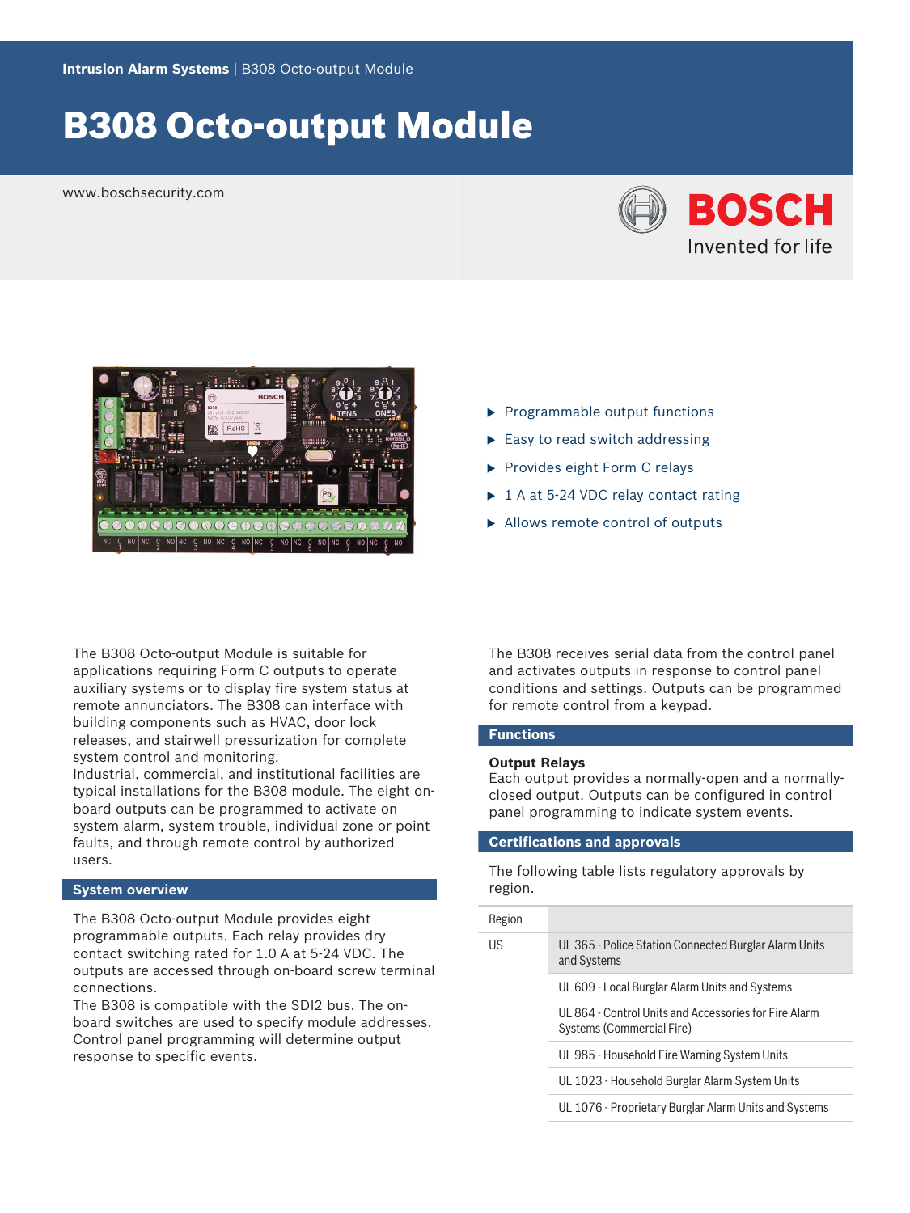Intrusion Alarm Systems | B308 Octo-output Module

# B308 Octo-output Module

www.boschsecurity.com

- Programmable output functions
- Easy to read switch addressing
- Provides eight Form C relays
- 1 A at 5-24 VDC relay contact rating
- Allows remote control of outputs

The B308 Octo-output Module is suitable for applications requiring Form C outputs to operate auxiliary systems or to display fire system status at remote annunciators. The B308 can interface with building components such as HVAC, door lock releases, and stairwell pressurization for complete system control and monitoring.
Industrial, commercial, and institutional facilities are typical installations for the B308 module. The eight on-board outputs can be programmed to activate on system alarm, system trouble, individual zone or point faults, and through remote control by authorized users.

## System overview

The B308 Octo-output Module provides eight programmable outputs. Each relay provides dry contact switching rated for 1.0 A at 5-24 VDC. The outputs are accessed through on-board screw terminal connections.
The B308 is compatible with the SDI2 bus. The on-board switches are used to specify module addresses. Control panel programming will determine output response to specific events.

The B308 receives serial data from the control panel and activates outputs in response to control panel conditions and settings. Outputs can be programmed for remote control from a keypad.

## Functions

### Output Relays

Each output provides a normally-open and a normally-closed output. Outputs can be configured in control panel programming to indicate system events.

## Certifications and approvals

The following table lists regulatory approvals by region.

| Region | |
|---|---|
| US | UL 365 - Police Station Connected Burglar Alarm Units and Systems |
| | UL 609 - Local Burglar Alarm Units and Systems |
| | UL 864 - Control Units and Accessories for Fire Alarm Systems (Commercial Fire) |
| | UL 985 - Household Fire Warning System Units |
| | UL 1023 - Household Burglar Alarm System Units |
| | UL 1076 - Proprietary Burglar Alarm Units and Systems |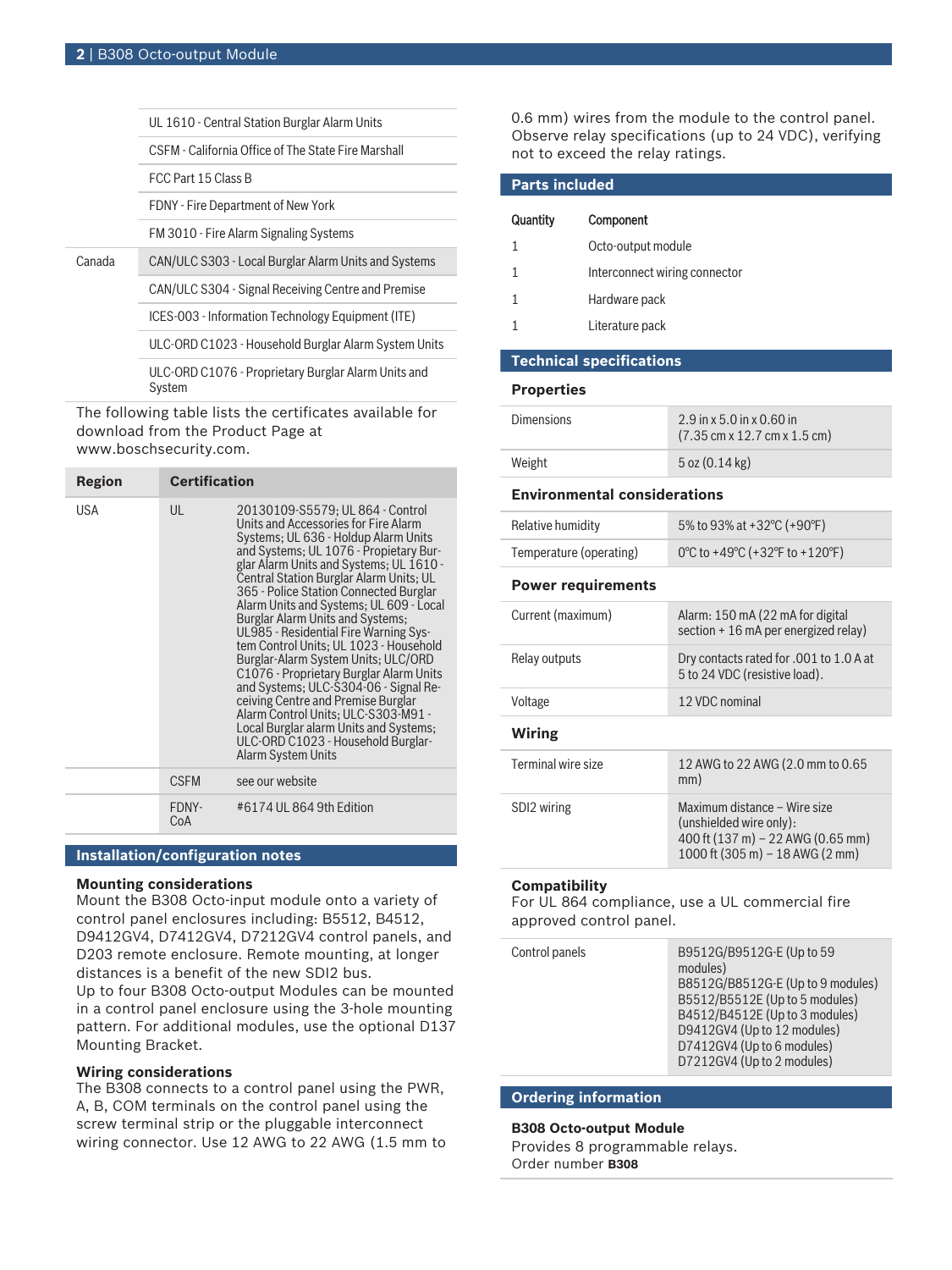| | |
|---|---|
| | UL 1610 - Central Station Burglar Alarm Units |
| | CSFM - California Office of The State Fire Marshall |
| | FCC Part 15 Class B |
| | FDNY - Fire Department of New York |
| | FM 3010 - Fire Alarm Signaling Systems |
| Canada | CAN/ULC S303 - Local Burglar Alarm Units and Systems |
| | CAN/ULC S304 - Signal Receiving Centre and Premise |
| | ICES-003 - Information Technology Equipment (ITE) |
| | ULC-ORD C1023 - Household Burglar Alarm System Units |
| | ULC-ORD C1076 - Proprietary Burglar Alarm Units and System |

The following table lists the certificates available for download from the Product Page at www.boschsecurity.com.

| Region | Certification | |
|---|---|---|
| USA | UL | 20130109-S5579; UL 864 - Control Units and Accessories for Fire Alarm Systems; UL 636 - Holdup Alarm Units and Systems; UL 1076 - Propietary Burglar Alarm Units and Systems; UL 1610 - Central Station Burglar Alarm Units; UL 365 - Police Station Connected Burglar Alarm Units and Systems; UL 609 - Local Burglar Alarm Units and Systems; UL985 - Residential Fire Warning System Control Units; UL 1023 - Household Burglar-Alarm System Units; ULC/ORD C1076 - Proprietary Burglar Alarm Units and Systems; ULC-S304-06 - Signal Receiving Centre and Premise Burglar Alarm Control Units; ULC-S303-M91 - Local Burglar alarm Units and Systems; ULC-ORD C1023 - Household Burglar-Alarm System Units |
| | CSFM | see our website |
| | FDNY-CoA | #6174 UL 864 9th Edition |

## Installation/configuration notes

### Mounting considerations

Mount the B308 Octo-input module onto a variety of control panel enclosures including: B5512, B4512, D9412GV4, D7412GV4, D7212GV4 control panels, and D203 remote enclosure. Remote mounting, at longer distances is a benefit of the new SDI2 bus.

Up to four B308 Octo-output Modules can be mounted in a control panel enclosure using the 3-hole mounting pattern. For additional modules, use the optional D137 Mounting Bracket.

### Wiring considerations

The B308 connects to a control panel using the PWR, A, B, COM terminals on the control panel using the screw terminal strip or the pluggable interconnect wiring connector. Use 12 AWG to 22 AWG (1.5 mm to 0.6 mm) wires from the module to the control panel. Observe relay specifications (up to 24 VDC), verifying not to exceed the relay ratings.

## Parts included

| Quantity | Component |
|---|---|
| 1 | Octo-output module |
| 1 | Interconnect wiring connector |
| 1 | Hardware pack |
| 1 | Literature pack |

## Technical specifications

### Properties

| | |
|---|---|
| Dimensions | 2.9 in x 5.0 in x 0.60 in (7.35 cm x 12.7 cm x 1.5 cm) |
| Weight | 5 oz (0.14 kg) |

### Environmental considerations

| | |
|---|---|
| Relative humidity | 5% to 93% at +32°C (+90°F) |
| Temperature (operating) | 0°C to +49°C (+32°F to +120°F) |

### Power requirements

| | |
|---|---|
| Current (maximum) | Alarm: 150 mA (22 mA for digital section + 16 mA per energized relay) |
| Relay outputs | Dry contacts rated for .001 to 1.0 A at 5 to 24 VDC (resistive load). |
| Voltage | 12 VDC nominal |

### Wiring

| | |
|---|---|
| Terminal wire size | 12 AWG to 22 AWG (2.0 mm to 0.65 mm) |
| SDI2 wiring | Maximum distance – Wire size (unshielded wire only):<br>400 ft (137 m) – 22 AWG (0.65 mm)<br>1000 ft (305 m) – 18 AWG (2 mm) |

### Compatibility

For UL 864 compliance, use a UL commercial fire approved control panel.

| | |
|---|---|
| Control panels | B9512G/B9512G-E (Up to 59 modules)<br>B8512G/B8512G-E (Up to 9 modules)<br>B5512/B5512E (Up to 5 modules)<br>B4512/B4512E (Up to 3 modules)<br>D9412GV4 (Up to 12 modules)<br>D7412GV4 (Up to 6 modules)<br>D7212GV4 (Up to 2 modules) |

## Ordering information

**B308 Octo-output Module**

Provides 8 programmable relays.

Order number **B308**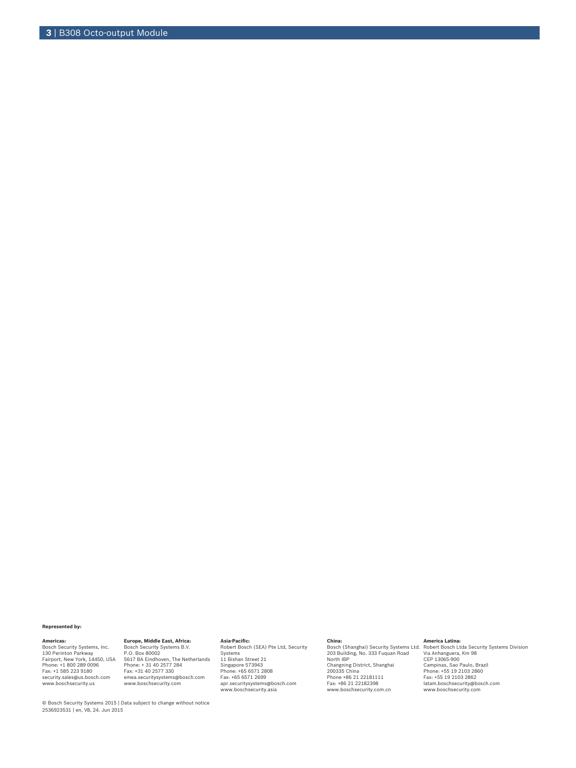**Represented by:**

**Americas:**
Bosch Security Systems, Inc.
130 Perinton Parkway
Fairport, New York, 14450, USA
Phone: +1 800 289 0096
Fax: +1 585 223 9180
security.sales@us.bosch.com
www.boschsecurity.us

**Europe, Middle East, Africa:**
Bosch Security Systems B.V.
P.O. Box 80002
5617 BA Eindhoven, The Netherlands
Phone: + 31 40 2577 284
Fax: +31 40 2577 330
emea.securitysystems@bosch.com
www.boschsecurity.com

**Asia-Pacific:**
Robert Bosch (SEA) Pte Ltd, Security Systems
11 Bishan Street 21
Singapore 573943
Phone: +65 6571 2808
Fax: +65 6571 2699
apr.securitysystems@bosch.com
www.boschsecurity.asia

**China:**
Bosch (Shanghai) Security Systems Ltd.
203 Building, No. 333 Fuquan Road
North IBP
Changning District, Shanghai
200335 China
Phone +86 21 22181111
Fax: +86 21 22182398
www.boschsecurity.com.cn

**America Latina:**
Robert Bosch Ltda Security Systems Division
Via Anhanguera, Km 98
CEP 13065-900
Campinas, Sao Paulo, Brazil
Phone: +55 19 2103 2860
Fax: +55 19 2103 2862
latam.boschsecurity@bosch.com
www.boschsecurity.com

© Bosch Security Systems 2015 | Data subject to change without notice
2536923531 | en, V8, 24. Jun 2015